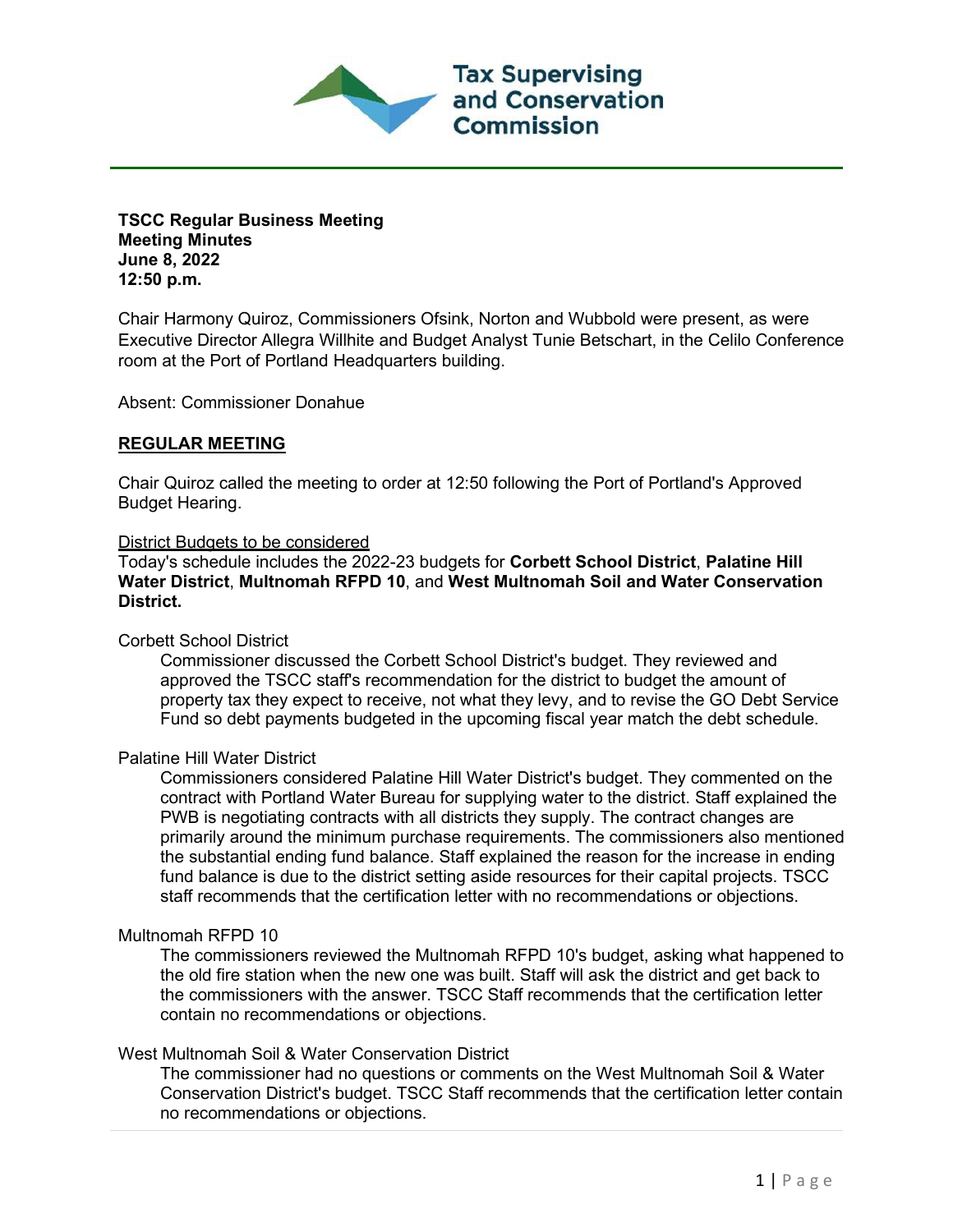Tax Supervising and Conservation Commission

**TSCC Regular Business Meeting**
**Meeting Minutes**
**June 8, 2022**
**12:50 p.m.**

Chair Harmony Quiroz, Commissioners Ofsink, Norton and Wubbold were present, as were Executive Director Allegra Willhite and Budget Analyst Tunie Betschart, in the Celilo Conference room at the Port of Portland Headquarters building.

Absent: Commissioner Donahue

## REGULAR MEETING

Chair Quiroz called the meeting to order at 12:50 following the Port of Portland's Approved Budget Hearing.

District Budgets to be considered

Today's schedule includes the 2022-23 budgets for **Corbett School District**, **Palatine Hill Water District**, **Multnomah RFPD 10**, and **West Multnomah Soil and Water Conservation District.**

Corbett School District

Commissioner discussed the Corbett School District's budget. They reviewed and approved the TSCC staff's recommendation for the district to budget the amount of property tax they expect to receive, not what they levy, and to revise the GO Debt Service Fund so debt payments budgeted in the upcoming fiscal year match the debt schedule.

Palatine Hill Water District

Commissioners considered Palatine Hill Water District's budget. They commented on the contract with Portland Water Bureau for supplying water to the district. Staff explained the PWB is negotiating contracts with all districts they supply. The contract changes are primarily around the minimum purchase requirements. The commissioners also mentioned the substantial ending fund balance. Staff explained the reason for the increase in ending fund balance is due to the district setting aside resources for their capital projects. TSCC staff recommends that the certification letter with no recommendations or objections.

Multnomah RFPD 10

The commissioners reviewed the Multnomah RFPD 10's budget, asking what happened to the old fire station when the new one was built. Staff will ask the district and get back to the commissioners with the answer. TSCC Staff recommends that the certification letter contain no recommendations or objections.

West Multnomah Soil & Water Conservation District

The commissioner had no questions or comments on the West Multnomah Soil & Water Conservation District's budget. TSCC Staff recommends that the certification letter contain no recommendations or objections.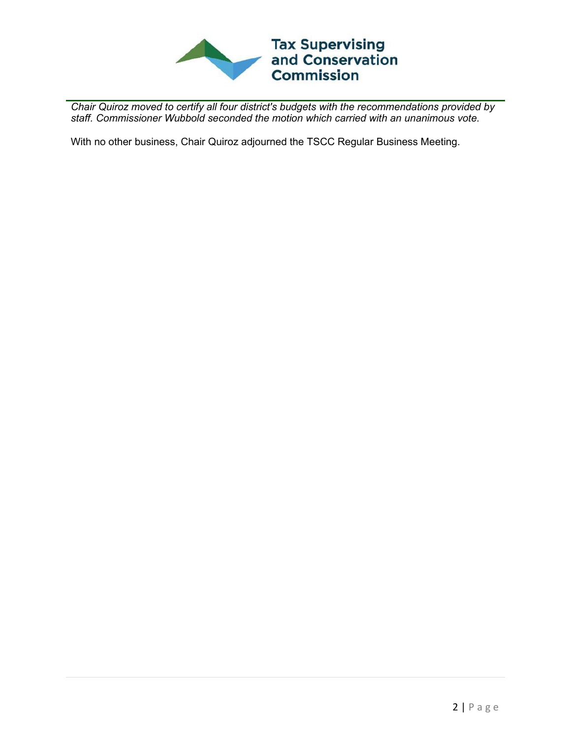*Chair Quiroz moved to certify all four district's budgets with the recommendations provided by staff. Commissioner Wubbold seconded the motion which carried with an unanimous vote.*

With no other business, Chair Quiroz adjourned the TSCC Regular Business Meeting.